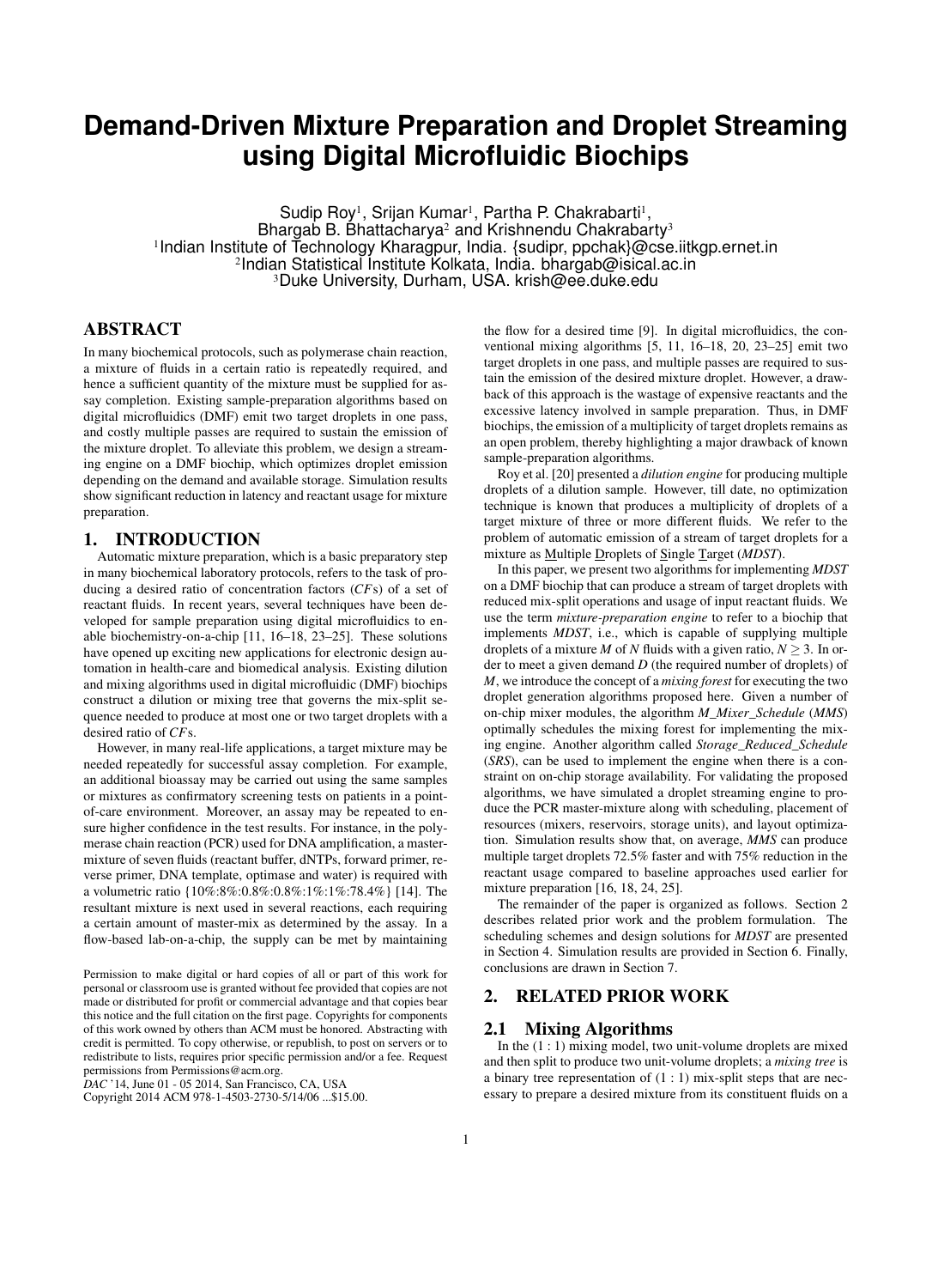# Demand-Driven Mixture Preparation and Droplet Streaming using Digital Microfluidic Biochips

Sudip Roy[1], Srijan Kumar[1], Partha P. Chakrabarti[1], Bhargab B. Bhattacharya[2] and Krishnendu Chakrabarty[3]

[1]Indian Institute of Technology Kharagpur, India. {sudipr, ppchak}@cse.iitkgp.ernet.in
[2]Indian Statistical Institute Kolkata, India. bhargab@isical.ac.in
[3]Duke University, Durham, USA. krish@ee.duke.edu

## ABSTRACT

In many biochemical protocols, such as polymerase chain reaction, a mixture of fluids in a certain ratio is repeatedly required, and hence a sufficient quantity of the mixture must be supplied for assay completion. Existing sample-preparation algorithms based on digital microfluidics (DMF) emit two target droplets in one pass, and costly multiple passes are required to sustain the emission of the mixture droplet. To alleviate this problem, we design a streaming engine on a DMF biochip, which optimizes droplet emission depending on the demand and available storage. Simulation results show significant reduction in latency and reactant usage for mixture preparation.

## 1. INTRODUCTION

Automatic mixture preparation, which is a basic preparatory step in many biochemical laboratory protocols, refers to the task of producing a desired ratio of concentration factors (*CF*s) of a set of reactant fluids. In recent years, several techniques have been developed for sample preparation using digital microfluidics to enable biochemistry-on-a-chip [11, 16–18, 23–25]. These solutions have opened up exciting new applications for electronic design automation in health-care and biomedical analysis. Existing dilution and mixing algorithms used in digital microfluidic (DMF) biochips construct a dilution or mixing tree that governs the mix-split sequence needed to produce at most one or two target droplets with a desired ratio of *CF*s.

However, in many real-life applications, a target mixture may be needed repeatedly for successful assay completion. For example, an additional bioassay may be carried out using the same samples or mixtures as confirmatory screening tests on patients in a point-of-care environment. Moreover, an assay may be repeated to ensure higher confidence in the test results. For instance, in the polymerase chain reaction (PCR) used for DNA amplification, a master-mixture of seven fluids (reactant buffer, dNTPs, forward primer, reverse primer, DNA template, optimase and water) is required with a volumetric ratio {10%:8%:0.8%:0.8%:1%:1%:78.4%} [14]. The resultant mixture is next used in several reactions, each requiring a certain amount of master-mix as determined by the assay. In a flow-based lab-on-a-chip, the supply can be met by maintaining the flow for a desired time [9]. In digital microfluidics, the conventional mixing algorithms [5, 11, 16–18, 20, 23–25] emit two target droplets in one pass, and multiple passes are required to sustain the emission of the desired mixture droplet. However, a drawback of this approach is the wastage of expensive reactants and the excessive latency involved in sample preparation. Thus, in DMF biochips, the emission of a multiplicity of target droplets remains as an open problem, thereby highlighting a major drawback of known sample-preparation algorithms.

Roy et al. [20] presented a *dilution engine* for producing multiple droplets of a dilution sample. However, till date, no optimization technique is known that produces a multiplicity of droplets of a target mixture of three or more different fluids. We refer to the problem of automatic emission of a stream of target droplets for a mixture as Multiple Droplets of Single Target (*MDST*).

In this paper, we present two algorithms for implementing *MDST* on a DMF biochip that can produce a stream of target droplets with reduced mix-split operations and usage of input reactant fluids. We use the term *mixture-preparation engine* to refer to a biochip that implements *MDST*, i.e., which is capable of supplying multiple droplets of a mixture *M* of *N* fluids with a given ratio, $N \geq 3$. In order to meet a given demand *D* (the required number of droplets) of *M*, we introduce the concept of a *mixing forest* for executing the two droplet generation algorithms proposed here. Given a number of on-chip mixer modules, the algorithm *M_Mixer_Schedule* (*MMS*) optimally schedules the mixing forest for implementing the mixing engine. Another algorithm called *Storage_Reduced_Schedule* (*SRS*), can be used to implement the engine when there is a constraint on on-chip storage availability. For validating the proposed algorithms, we have simulated a droplet streaming engine to produce the PCR master-mixture along with scheduling, placement of resources (mixers, reservoirs, storage units), and layout optimization. Simulation results show that, on average, *MMS* can produce multiple target droplets 72.5% faster and with 75% reduction in the reactant usage compared to baseline approaches used earlier for mixture preparation [16, 18, 24, 25].

The remainder of the paper is organized as follows. Section 2 describes related prior work and the problem formulation. The scheduling schemes and design solutions for *MDST* are presented in Section 4. Simulation results are provided in Section 6. Finally, conclusions are drawn in Section 7.

## 2. RELATED PRIOR WORK

### 2.1 Mixing Algorithms

In the (1 : 1) mixing model, two unit-volume droplets are mixed and then split to produce two unit-volume droplets; a *mixing tree* is a binary tree representation of (1 : 1) mix-split steps that are necessary to prepare a desired mixture from its constituent fluids on a

Permission to make digital or hard copies of all or part of this work for personal or classroom use is granted without fee provided that copies are not made or distributed for profit or commercial advantage and that copies bear this notice and the full citation on the first page. Copyrights for components of this work owned by others than ACM must be honored. Abstracting with credit is permitted. To copy otherwise, or republish, to post on servers or to redistribute to lists, requires prior specific permission and/or a fee. Request permissions from Permissions@acm.org.
*DAC* '14, June 01 - 05 2014, San Francisco, CA, USA
Copyright 2014 ACM 978-1-4503-2730-5/14/06 ...$15.00.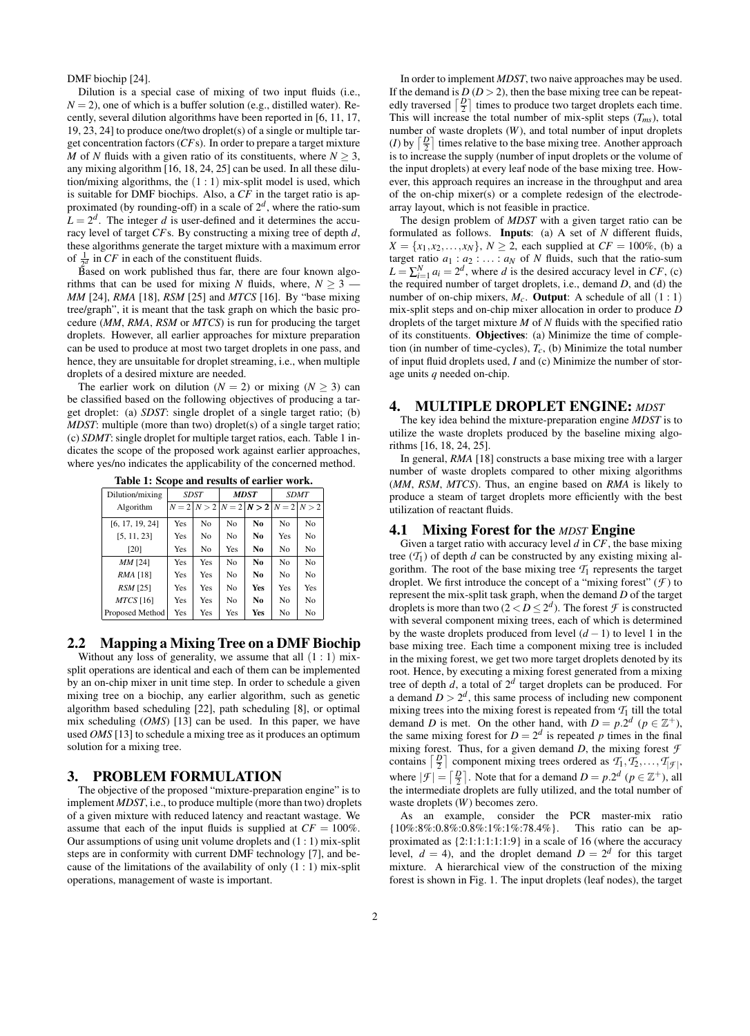DMF biochip [24].

Dilution is a special case of mixing of two input fluids (i.e., $N = 2$), one of which is a buffer solution (e.g., distilled water). Recently, several dilution algorithms have been reported in [6, 11, 17, 19, 23, 24] to produce one/two droplet(s) of a single or multiple target concentration factors (*CF*s). In order to prepare a target mixture $M$ of $N$ fluids with a given ratio of its constituents, where $N \geq 3$, any mixing algorithm [16, 18, 24, 25] can be used. In all these dilution/mixing algorithms, the $(1:1)$ mix-split model is used, which is suitable for DMF biochips. Also, a *CF* in the target ratio is approximated (by rounding-off) in a scale of $2^d$, where the ratio-sum $L = 2^d$. The integer $d$ is user-defined and it determines the accuracy level of target *CF*s. By constructing a mixing tree of depth $d$, these algorithms generate the target mixture with a maximum error of $\frac{1}{2^d}$ in *CF* in each of the constituent fluids.

Based on work published thus far, there are four known algorithms that can be used for mixing $N$ fluids, where, $N \geq 3$ — *MM* [24], *RMA* [18], *RSM* [25] and *MTCS* [16]. By "base mixing tree/graph", it is meant that the task graph on which the basic procedure (*MM*, *RMA*, *RSM* or *MTCS*) is run for producing the target droplets. However, all earlier approaches for mixture preparation can be used to produce at most two target droplets in one pass, and hence, they are unsuitable for droplet streaming, i.e., when multiple droplets of a desired mixture are needed.

The earlier work on dilution ($N = 2$) or mixing ($N \geq 3$) can be classified based on the following objectives of producing a target droplet: (a) *SDST*: single droplet of a single target ratio; (b) *MDST*: multiple (more than two) droplet(s) of a single target ratio; (c) *SDMT*: single droplet for multiple target ratios, each. Table 1 indicates the scope of the proposed work against earlier approaches, where yes/no indicates the applicability of the concerned method.

**Table 1: Scope and results of earlier work.**

| Dilution/mixing Algorithm | *SDST* | | ***MDST*** | | *SDMT* | |
|---|---|---|---|---|---|---|
| | $N=2$ | $N>2$ | $N=2$ | $\boldsymbol{N>2}$ | $N=2$ | $N>2$ |
| [6, 17, 19, 24] | Yes | No | No | **No** | No | No |
| [5, 11, 23] | Yes | No | No | **No** | Yes | No |
| [20] | Yes | No | Yes | **No** | No | No |
| *MM* [24] | Yes | Yes | No | **No** | No | No |
| *RMA* [18] | Yes | Yes | No | **No** | No | No |
| *RSM* [25] | Yes | Yes | No | **Yes** | Yes | Yes |
| *MTCS* [16] | Yes | Yes | No | **No** | No | No |
| Proposed Method | Yes | Yes | Yes | **Yes** | No | No |

## 2.2 Mapping a Mixing Tree on a DMF Biochip

Without any loss of generality, we assume that all $(1:1)$ mix-split operations are identical and each of them can be implemented by an on-chip mixer in unit time step. In order to schedule a given mixing tree on a biochip, any earlier algorithm, such as genetic algorithm based scheduling [22], path scheduling [8], or optimal mix scheduling (*OMS*) [13] can be used. In this paper, we have used *OMS* [13] to schedule a mixing tree as it produces an optimum solution for a mixing tree.

# 3. PROBLEM FORMULATION

The objective of the proposed "mixture-preparation engine" is to implement *MDST*, i.e., to produce multiple (more than two) droplets of a given mixture with reduced latency and reactant wastage. We assume that each of the input fluids is supplied at $CF = 100\%$. Our assumptions of using unit volume droplets and $(1:1)$ mix-split steps are in conformity with current DMF technology [7], and because of the limitations of the availability of only $(1:1)$ mix-split operations, management of waste is important.

In order to implement *MDST*, two naive approaches may be used. If the demand is $D$ ($D > 2$), then the base mixing tree can be repeatedly traversed $\lceil \frac{D}{2} \rceil$ times to produce two target droplets each time. This will increase the total number of mix-split steps ($T_{ms}$), total number of waste droplets ($W$), and total number of input droplets ($I$) by $\lceil \frac{D}{2} \rceil$ times relative to the base mixing tree. Another approach is to increase the supply (number of input droplets or the volume of the input droplets) at every leaf node of the base mixing tree. However, this approach requires an increase in the throughput and area of the on-chip mixer(s) or a complete redesign of the electrode-array layout, which is not feasible in practice.

The design problem of *MDST* with a given target ratio can be formulated as follows. **Inputs**: (a) A set of $N$ different fluids, $X = \{x_1, x_2, \ldots, x_N\}$, $N \geq 2$, each supplied at $CF = 100\%$, (b) a target ratio $a_1 : a_2 : \ldots : a_N$ of $N$ fluids, such that the ratio-sum $L = \sum_{i=1}^{N} a_i = 2^d$, where $d$ is the desired accuracy level in *CF*, (c) the required number of target droplets, i.e., demand $D$, and (d) the number of on-chip mixers, $M_c$. **Output**: A schedule of all $(1:1)$ mix-split steps and on-chip mixer allocation in order to produce $D$ droplets of the target mixture $M$ of $N$ fluids with the specified ratio of its constituents. **Objectives**: (a) Minimize the time of completion (in number of time-cycles), $T_c$, (b) Minimize the total number of input fluid droplets used, $I$ and (c) Minimize the number of storage units $q$ needed on-chip.

# 4. MULTIPLE DROPLET ENGINE: *MDST*

The key idea behind the mixture-preparation engine *MDST* is to utilize the waste droplets produced by the baseline mixing algorithms [16, 18, 24, 25].

In general, *RMA* [18] constructs a base mixing tree with a larger number of waste droplets compared to other mixing algorithms (*MM*, *RSM*, *MTCS*). Thus, an engine based on *RMA* is likely to produce a steam of target droplets more efficiently with the best utilization of reactant fluids.

## 4.1 Mixing Forest for the *MDST* Engine

Given a target ratio with accuracy level $d$ in *CF*, the base mixing tree ($\mathcal{T}_1$) of depth $d$ can be constructed by any existing mixing algorithm. The root of the base mixing tree $\mathcal{T}_1$ represents the target droplet. We first introduce the concept of a "mixing forest" ($\mathcal{F}$) to represent the mix-split task graph, when the demand $D$ of the target droplets is more than two ($2 < D \leq 2^d$). The forest $\mathcal{F}$ is constructed with several component mixing trees, each of which is determined by the waste droplets produced from level $(d-1)$ to level 1 in the base mixing tree. Each time a component mixing tree is included in the mixing forest, we get two more target droplets denoted by its root. Hence, by executing a mixing forest generated from a mixing tree of depth $d$, a total of $2^d$ target droplets can be produced. For a demand $D > 2^d$, this same process of including new component mixing trees into the mixing forest is repeated from $\mathcal{T}_1$ till the total demand $D$ is met. On the other hand, with $D = p.2^d$ ($p \in \mathbb{Z}^+$), the same mixing forest for $D = 2^d$ is repeated $p$ times in the final mixing forest. Thus, for a given demand $D$, the mixing forest $\mathcal{F}$ contains $\lceil \frac{D}{2} \rceil$ component mixing trees ordered as $\mathcal{T}_1, \mathcal{T}_2, \ldots, \mathcal{T}_{|\mathcal{F}|}$, where $|\mathcal{F}| = \lceil \frac{D}{2} \rceil$. Note that for a demand $D = p.2^d$ ($p \in \mathbb{Z}^+$), all the intermediate droplets are fully utilized, and the total number of waste droplets ($W$) becomes zero.

As an example, consider the PCR master-mix ratio {10%:8%:0.8%:0.8%:1%:1%:78.4%}. This ratio can be approximated as {2:1:1:1:1:1:9} in a scale of 16 (where the accuracy level, $d = 4$), and the droplet demand $D = 2^d$ for this target mixture. A hierarchical view of the construction of the mixing forest is shown in Fig. 1. The input droplets (leaf nodes), the target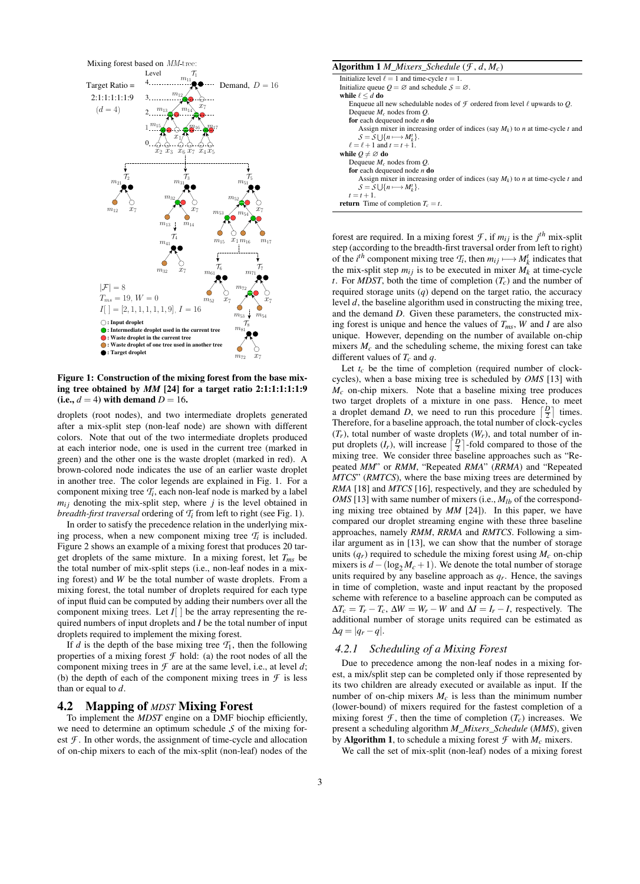Figure 1: Construction of the mixing forest from the base mixing tree obtained by *MM* [24] for a target ratio 2:1:1:1:1:1:9 (i.e., $d = 4$) with demand $D = 16$.

droplets (root nodes), and two intermediate droplets generated after a mix-split step (non-leaf node) are shown with different colors. Note that out of the two intermediate droplets produced at each interior node, one is used in the current tree (marked in green) and the other one is the waste droplet (marked in red). A brown-colored node indicates the use of an earlier waste droplet in another tree. The color legends are explained in Fig. 1. For a component mixing tree $\mathcal{T}_i$, each non-leaf node is marked by a label $m_{ij}$ denoting the mix-split step, where $j$ is the level obtained in *breadth-first traversal* ordering of $\mathcal{T}_i$ from left to right (see Fig. 1).

In order to satisfy the precedence relation in the underlying mixing process, when a new component mixing tree $\mathcal{T}_i$ is included. Figure 2 shows an example of a mixing forest that produces 20 target droplets of the same mixture. In a mixing forest, let $T_{ms}$ be the total number of mix-split steps (i.e., non-leaf nodes in a mixing forest) and $W$ be the total number of waste droplets. From a mixing forest, the total number of droplets required for each type of input fluid can be computed by adding their numbers over all the component mixing trees. Let $I[\,]$ be the array representing the required numbers of input droplets and $I$ be the total number of input droplets required to implement the mixing forest.

If $d$ is the depth of the base mixing tree $\mathcal{T}_1$, then the following properties of a mixing forest $\mathcal{F}$ hold: (a) the root nodes of all the component mixing trees in $\mathcal{F}$ are at the same level, i.e., at level $d$; (b) the depth of each of the component mixing trees in $\mathcal{F}$ is less than or equal to $d$.

## 4.2 Mapping of *MDST* Mixing Forest

To implement the *MDST* engine on a DMF biochip efficiently, we need to determine an optimum schedule $\mathcal{S}$ of the mixing forest $\mathcal{F}$. In other words, the assignment of time-cycle and allocation of on-chip mixers to each of the mix-split (non-leaf) nodes of the forest are required. In a mixing forest $\mathcal{F}$, if $m_{ij}$ is the $j^{th}$ mix-split step (according to the breadth-first traversal order from left to right) of the $i^{th}$ component mixing tree $\mathcal{T}_i$, then $m_{ij} \longmapsto M_k^t$ indicates that the mix-split step $m_{ij}$ is to be executed in mixer $M_k$ at time-cycle $t$. For *MDST*, both the time of completion ($T_c$) and the number of required storage units ($q$) depend on the target ratio, the accuracy level $d$, the baseline algorithm used in constructing the mixing tree, and the demand $D$. Given these parameters, the constructed mixing forest is unique and hence the values of $T_{ms}$, $W$ and $I$ are also unique. However, depending on the number of available on-chip mixers $M_c$ and the scheduling scheme, the mixing forest can take different values of $T_c$ and $q$.

Let $t_c$ be the time of completion (required number of clock-cycles), when a base mixing tree is scheduled by *OMS* [13] with $M_c$ on-chip mixers. Note that a baseline mixing tree produces two target droplets of a mixture in one pass. Hence, to meet a droplet demand $D$, we need to run this procedure $\lceil \frac{D}{2} \rceil$ times. Therefore, for a baseline approach, the total number of clock-cycles ($T_r$), total number of waste droplets ($W_r$), and total number of input droplets ($I_r$), will increase $\lceil \frac{D}{2} \rceil$-fold compared to those of the mixing tree. We consider three baseline approaches such as "Repeated *MM*" or *RMM*, "Repeated *RMA*" (*RRMA*) and "Repeated *MTCS*" (*RMTCS*), where the base mixing trees are determined by *RMA* [18] and *MTCS* [16], respectively, and they are scheduled by *OMS* [13] with same number of mixers (i.e., $M_{lb}$ of the corresponding mixing tree obtained by *MM* [24]). In this paper, we have compared our droplet streaming engine with these three baseline approaches, namely *RMM*, *RRMA* and *RMTCS*. Following a similar argument as in [13], we can show that the number of storage units ($q_r$) required to schedule the mixing forest using $M_c$ on-chip mixers is $d - (\log_2 M_c + 1)$. We denote the total number of storage units required by any baseline approach as $q_r$. Hence, the savings in time of completion, waste and input reactant by the proposed scheme with reference to a baseline approach can be computed as $\Delta T_c = T_r - T_c$, $\Delta W = W_r - W$ and $\Delta I = I_r - I$, respectively. The additional number of storage units required can be estimated as $\Delta q = |q_r - q|$.

### 4.2.1 Scheduling of a Mixing Forest

Due to precedence among the non-leaf nodes in a mixing forest, a mix/split step can be completed only if those represented by its two children are already executed or available as input. If the number of on-chip mixers $M_c$ is less than the minimum number (lower-bound) of mixers required for the fastest completion of a mixing forest $\mathcal{F}$, then the time of completion ($T_c$) increases. We present a scheduling algorithm *M_Mixers_Schedule* (*MMS*), given by **Algorithm 1**, to schedule a mixing forest $\mathcal{F}$ with $M_c$ mixers.

**Algorithm 1** *M_Mixers_Schedule* ($\mathcal{F}$, $d$, $M_c$)

```
Initialize level ℓ = 1 and time-cycle t = 1.
Initialize queue Q = ∅ and schedule S = ∅.
while ℓ ≤ d do
    Enqueue all new schedulable nodes of F ordered from level ℓ upwards to Q.
    Dequeue M_c nodes from Q.
    for each dequeued node n do
        Assign mixer in increasing order of indices (say M_k) to n at time-cycle t and
        S = S ∪ {n ⟼ M_k^t}.
    ℓ = ℓ + 1 and t = t + 1.
while Q ≠ ∅ do
    Dequeue M_c nodes from Q.
    for each dequeued node n do
        Assign mixer in increasing order of indices (say M_k) to n at time-cycle t and
        S = S ∪ {n ⟼ M_k^t}.
    t = t + 1.
return Time of completion T_c = t.
```

We call the set of mix-split (non-leaf) nodes of a mixing forest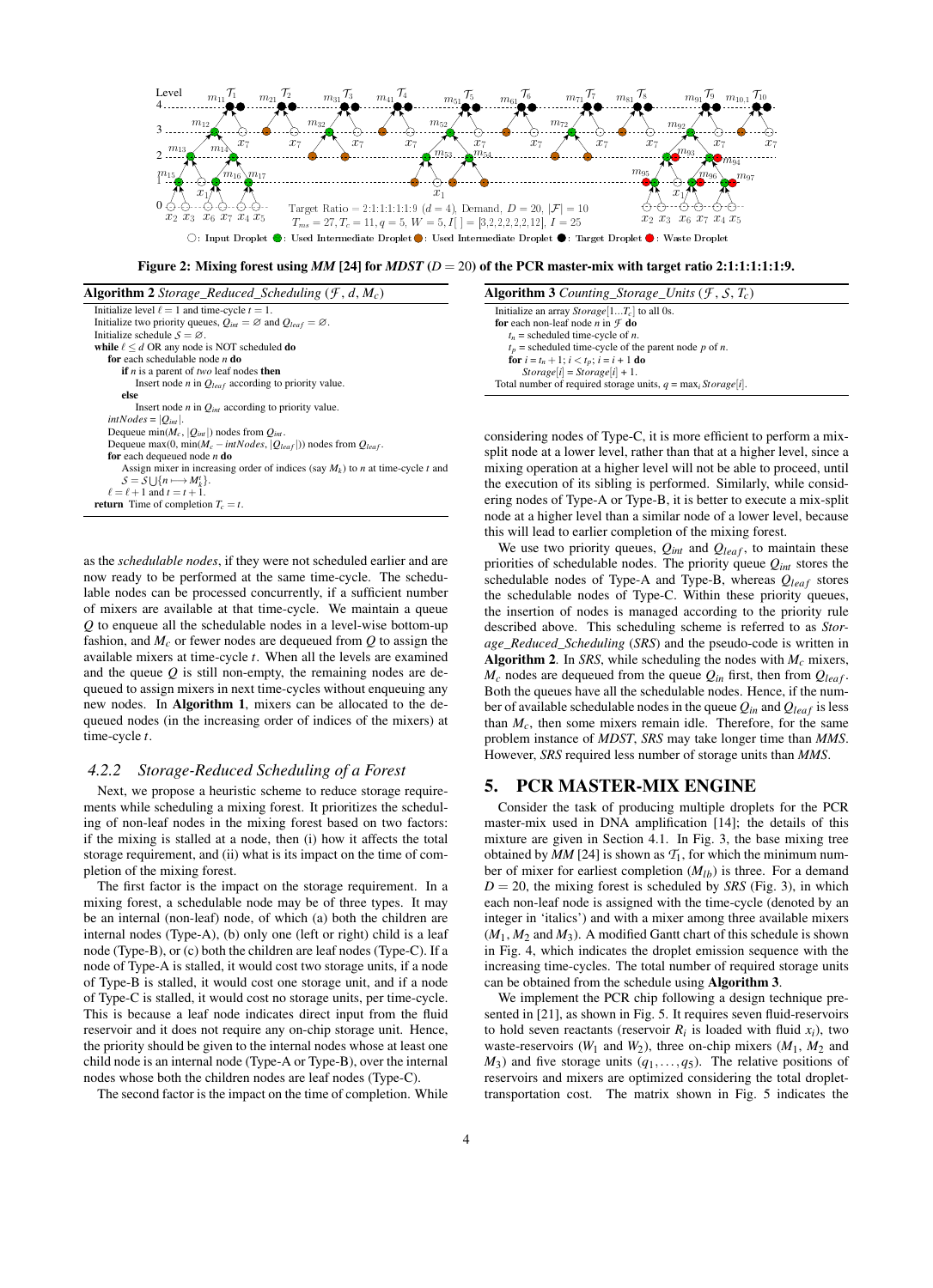Figure 2: Mixing forest using *MM* [24] for *MDST* ($D = 20$) of the PCR master-mix with target ratio 2:1:1:1:1:1:9.

**Algorithm 2** *Storage_Reduced_Scheduling* ($\mathcal{F}$, $d$, $M_c$)

```
Initialize level ℓ = 1 and time-cycle t = 1.
Initialize two priority queues, Q_int = ∅ and Q_leaf = ∅.
Initialize schedule S = ∅.
while ℓ ≤ d OR any node is NOT scheduled do
    for each schedulable node n do
        if n is a parent of two leaf nodes then
            Insert node n in Q_leaf according to priority value.
        else
            Insert node n in Q_int according to priority value.
    intNodes = |Q_int|.
    Dequeue min(M_c, |Q_int|) nodes from Q_int.
    Dequeue max(0, min(M_c − intNodes, |Q_leaf|)) nodes from Q_leaf.
    for each dequeued node n do
        Assign mixer in increasing order of indices (say M_k) to n at time-cycle t and
        S = S ∪ {n ⟼ M_k^t}.
    ℓ = ℓ + 1 and t = t + 1.
return Time of completion T_c = t.
```

**Algorithm 3** *Counting_Storage_Units* ($\mathcal{F}$, $\mathcal{S}$, $T_c$)

```
Initialize an array Storage[1...T_c] to all 0s.
for each non-leaf node n in F do
    t_n = scheduled time-cycle of n.
    t_p = scheduled time-cycle of the parent node p of n.
    for i = t_n + 1; i < t_p; i = i + 1 do
        Storage[i] = Storage[i] + 1.
Total number of required storage units, q = max_i Storage[i].
```

as the *schedulable nodes*, if they were not scheduled earlier and are now ready to be performed at the same time-cycle. The schedulable nodes can be processed concurrently, if a sufficient number of mixers are available at that time-cycle. We maintain a queue $Q$ to enqueue all the schedulable nodes in a level-wise bottom-up fashion, and $M_c$ or fewer nodes are dequeued from $Q$ to assign the available mixers at time-cycle $t$. When all the levels are examined and the queue $Q$ is still non-empty, the remaining nodes are dequeued to assign mixers in next time-cycles without enqueuing any new nodes. In **Algorithm 1**, mixers can be allocated to the dequeued nodes (in the increasing order of indices of the mixers) at time-cycle $t$.

### 4.2.2 Storage-Reduced Scheduling of a Forest

Next, we propose a heuristic scheme to reduce storage requirements while scheduling a mixing forest. It prioritizes the scheduling of non-leaf nodes in the mixing forest based on two factors: if the mixing is stalled at a node, then (i) how it affects the total storage requirement, and (ii) what is its impact on the time of completion of the mixing forest.

The first factor is the impact on the storage requirement. In a mixing forest, a schedulable node may be of three types. It may be an internal (non-leaf) node, of which (a) both the children are internal nodes (Type-A), (b) only one (left or right) child is a leaf node (Type-B), or (c) both the children are leaf nodes (Type-C). If a node of Type-A is stalled, it would cost two storage units, if a node of Type-B is stalled, it would cost one storage unit, and if a node of Type-C is stalled, it would cost no storage units, per time-cycle. This is because a leaf node indicates direct input from the fluid reservoir and it does not require any on-chip storage unit. Hence, the priority should be given to the internal nodes whose at least one child node is an internal node (Type-A or Type-B), over the internal nodes whose both the children nodes are leaf nodes (Type-C).

The second factor is the impact on the time of completion. While considering nodes of Type-C, it is more efficient to perform a mix-split node at a lower level, rather than that at a higher level, since a mixing operation at a higher level will not be able to proceed, until the execution of its sibling is performed. Similarly, while considering nodes of Type-A or Type-B, it is better to execute a mix-split node at a higher level than a similar node of a lower level, because this will lead to earlier completion of the mixing forest.

We use two priority queues, $Q_{int}$ and $Q_{leaf}$, to maintain these priorities of schedulable nodes. The priority queue $Q_{int}$ stores the schedulable nodes of Type-A and Type-B, whereas $Q_{leaf}$ stores the schedulable nodes of Type-C. Within these priority queues, the insertion of nodes is managed according to the priority rule described above. This scheduling scheme is referred to as *Storage_Reduced_Scheduling* (*SRS*) and the pseudo-code is written in **Algorithm 2**. In *SRS*, while scheduling the nodes with $M_c$ mixers, $M_c$ nodes are dequeued from the queue $Q_{in}$ first, then from $Q_{leaf}$. Both the queues have all the schedulable nodes. Hence, if the number of available schedulable nodes in the queue $Q_{in}$ and $Q_{leaf}$ is less than $M_c$, then some mixers remain idle. Therefore, for the same problem instance of *MDST*, *SRS* may take longer time than *MMS*. However, *SRS* required less number of storage units than *MMS*.

## 5. PCR MASTER-MIX ENGINE

Consider the task of producing multiple droplets for the PCR master-mix used in DNA amplification [14]; the details of this mixture are given in Section 4.1. In Fig. 3, the base mixing tree obtained by *MM* [24] is shown as $\mathcal{T}_1$, for which the minimum number of mixer for earliest completion ($M_{lb}$) is three. For a demand $D = 20$, the mixing forest is scheduled by *SRS* (Fig. 3), in which each non-leaf node is assigned with the time-cycle (denoted by an integer in 'italics') and with a mixer among three available mixers ($M_1$, $M_2$ and $M_3$). A modified Gantt chart of this schedule is shown in Fig. 4, which indicates the droplet emission sequence with the increasing time-cycles. The total number of required storage units can be obtained from the schedule using **Algorithm 3**.

We implement the PCR chip following a design technique presented in [21], as shown in Fig. 5. It requires seven fluid-reservoirs to hold seven reactants (reservoir $R_i$ is loaded with fluid $x_i$), two waste-reservoirs ($W_1$ and $W_2$), three on-chip mixers ($M_1$, $M_2$ and $M_3$) and five storage units ($q_1, \ldots, q_5$). The relative positions of reservoirs and mixers are optimized considering the total droplet-transportation cost. The matrix shown in Fig. 5 indicates the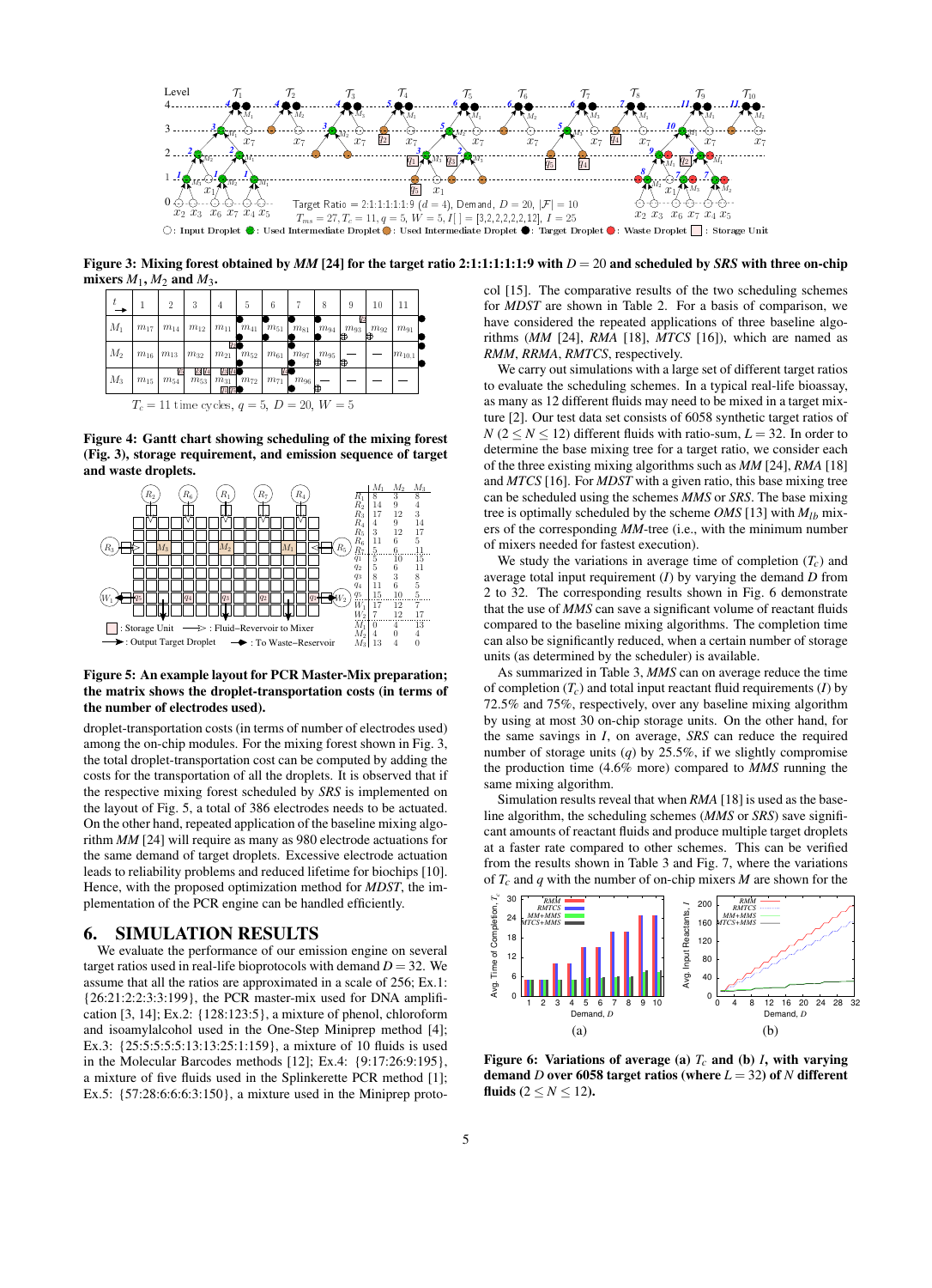**Figure 3: Mixing forest obtained by *MM* [24] for the target ratio 2:1:1:1:1:1:9 with $D = 20$ and scheduled by *SRS* with three on-chip mixers $M_1$, $M_2$ and $M_3$.**

| $t$ | 1 | 2 | 3 | 4 | 5 | 6 | 7 | 8 | 9 | 10 | 11 |
|---|---|---|---|---|---|---|---|---|---|---|---|
| $M_1$ | $m_{17}$ | $m_{14}$ | $m_{12}$ | $m_{11}$ | $m_{41}$ | $m_{51}$ | $m_{81}$ | $m_{94}$ | $m_{93}$ | $m_{92}$ | $m_{91}$ |
| $M_2$ | $m_{16}$ | $m_{13}$ | $m_{32}$ | $m_{21}$ | $m_{52}$ | $m_{61}$ | $m_{97}$ | $m_{95}$ | — | — | $m_{10,1}$ |
| $M_3$ | $m_{15}$ | $m_{54}$ | $m_{53}$ | $m_{31}$ | $m_{72}$ | $m_{71}$ | $m_{96}$ | — | — | — | — |

$T_c = 11$ time cycles, $q = 5$, $D = 20$, $W = 5$

**Figure 4: Gantt chart showing scheduling of the mixing forest (Fig. 3), storage requirement, and emission sequence of target and waste droplets.**

| | $M_1$ | $M_2$ | $M_3$ |
|---|---|---|---|
| $R_1$ | 8 | 3 | 8 |
| $R_2$ | 14 | 9 | 4 |
| $R_3$ | 17 | 12 | 3 |
| $R_4$ | 4 | 9 | 14 |
| $R_5$ | 3 | 12 | 17 |
| $R_6$ | 11 | 6 | 5 |
| $R_7$ | 5 | 6 | 11 |
| $q_1$ | 5 | 10 | 15 |
| $q_2$ | 5 | 6 | 11 |
| $q_3$ | 8 | 3 | 8 |
| $q_4$ | 11 | 6 | 5 |
| $q_5$ | 15 | 10 | 5 |
| $W_1$ | 17 | 12 | 7 |
| $W_2$ | 7 | 12 | 17 |
| $M_1$ | 0 | 4 | 13 |
| $M_2$ | 4 | 0 | 4 |
| $M_3$ | 13 | 4 | 0 |

**Figure 5: An example layout for PCR Master-Mix preparation; the matrix shows the droplet-transportation costs (in terms of the number of electrodes used).**

droplet-transportation costs (in terms of number of electrodes used) among the on-chip modules. For the mixing forest shown in Fig. 3, the total droplet-transportation cost can be computed by adding the costs for the transportation of all the droplets. It is observed that if the respective mixing forest scheduled by *SRS* is implemented on the layout of Fig. 5, a total of 386 electrodes needs to be actuated. On the other hand, repeated application of the baseline mixing algorithm *MM* [24] will require as many as 980 electrode actuations for the same demand of target droplets. Excessive electrode actuation leads to reliability problems and reduced lifetime for biochips [10]. Hence, with the proposed optimization method for *MDST*, the implementation of the PCR engine can be handled efficiently.

## 6. SIMULATION RESULTS

We evaluate the performance of our emission engine on several target ratios used in real-life bioprotocols with demand $D = 32$. We assume that all the ratios are approximated in a scale of 256; Ex.1: {26:21:2:2:3:3:199}, the PCR master-mix used for DNA amplification [3, 14]; Ex.2: {128:123:5}, a mixture of phenol, chloroform and isoamylalcohol used in the One-Step Miniprep method [4]; Ex.3: {25:5:5:5:5:13:13:25:1:159}, a mixture of 10 fluids is used in the Molecular Barcodes methods [12]; Ex.4: {9:17:26:9:195}, a mixture of five fluids used in the Splinkerette PCR method [1]; Ex.5: {57:28:6:6:6:3:150}, a mixture used in the Miniprep protocol [15]. The comparative results of the two scheduling schemes for *MDST* are shown in Table 2. For a basis of comparison, we have considered the repeated applications of three baseline algorithms (*MM* [24], *RMA* [18], *MTCS* [16]), which are named as *RMM*, *RRMA*, *RMTCS*, respectively.

We carry out simulations with a large set of different target ratios to evaluate the scheduling schemes. In a typical real-life bioassay, as many as 12 different fluids may need to be mixed in a target mixture [2]. Our test data set consists of 6058 synthetic target ratios of $N$ ($2 \leq N \leq 12$) different fluids with ratio-sum, $L = 32$. In order to determine the base mixing tree for a target ratio, we consider each of the three existing mixing algorithms such as *MM* [24], *RMA* [18] and *MTCS* [16]. For *MDST* with a given ratio, this base mixing tree can be scheduled using the schemes *MMS* or *SRS*. The base mixing tree is optimally scheduled by the scheme *OMS* [13] with $M_{lb}$ mixers of the corresponding *MM*-tree (i.e., with the minimum number of mixers needed for fastest execution).

We study the variations in average time of completion ($T_c$) and average total input requirement ($I$) by varying the demand $D$ from 2 to 32. The corresponding results shown in Fig. 6 demonstrate that the use of *MMS* can save a significant volume of reactant fluids compared to the baseline mixing algorithms. The completion time can also be significantly reduced, when a certain number of storage units (as determined by the scheduler) is available.

As summarized in Table 3, *MMS* can on average reduce the time of completion ($T_c$) and total input reactant fluid requirements ($I$) by 72.5% and 75%, respectively, over any baseline mixing algorithm by using at most 30 on-chip storage units. On the other hand, for the same savings in $I$, on average, *SRS* can reduce the required number of storage units ($q$) by 25.5%, if we slightly compromise the production time (4.6% more) compared to *MMS* running the same mixing algorithm.

Simulation results reveal that when *RMA* [18] is used as the baseline algorithm, the scheduling schemes (*MMS* or *SRS*) save significant amounts of reactant fluids and produce multiple target droplets at a faster rate compared to other schemes. This can be verified from the results shown in Table 3 and Fig. 7, where the variations of $T_c$ and $q$ with the number of on-chip mixers $M$ are shown for the

**Figure 6: Variations of average (a) $T_c$ and (b) $I$, with varying demand $D$ over 6058 target ratios (where $L = 32$) of $N$ different fluids ($2 \leq N \leq 12$).**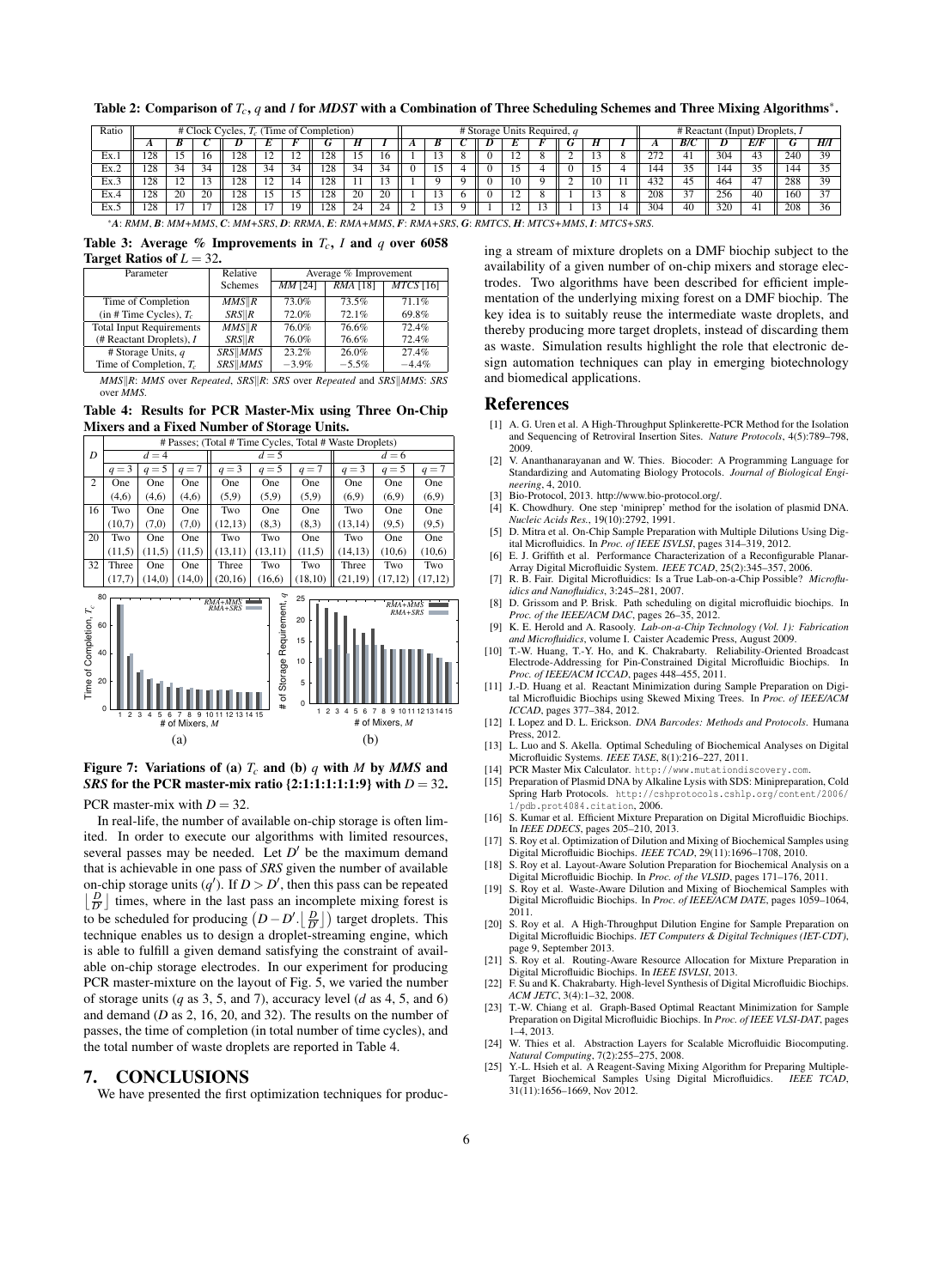**Table 2: Comparison of $T_c$, $q$ and $I$ for *MDST* with a Combination of Three Scheduling Schemes and Three Mixing Algorithms***.

| Ratio | # Clock Cycles, $T_c$ (Time of Completion) | | | | | | | | | # Storage Units Required, $q$ | | | | | | | | | # Reactant (Input) Droplets, $I$ | | | | | |
|---|---|---|---|---|---|---|---|---|---|---|---|---|---|---|---|---|---|---|---|---|---|---|---|---|
| | *A* | *B* | *C* | *D* | *E* | *F* | *G* | *H* | *I* | *A* | *B* | *C* | *D* | *E* | *F* | *G* | *H* | *I* | *A* | *B/C* | *D* | *E/F* | *G* | *H/I* |
| Ex.1 | 128 | 15 | 16 | 128 | 12 | 12 | 128 | 15 | 16 | 1 | 13 | 8 | 0 | 12 | 8 | 2 | 13 | 8 | 272 | 41 | 304 | 43 | 240 | 39 |
| Ex.2 | 128 | 34 | 34 | 128 | 34 | 34 | 128 | 34 | 34 | 0 | 15 | 4 | 0 | 15 | 4 | 0 | 15 | 4 | 144 | 35 | 144 | 35 | 144 | 35 |
| Ex.3 | 128 | 12 | 13 | 128 | 12 | 14 | 128 | 11 | 13 | 1 | 9 | 9 | 0 | 10 | 9 | 2 | 10 | 11 | 432 | 45 | 464 | 47 | 288 | 39 |
| Ex.4 | 128 | 20 | 20 | 128 | 15 | 15 | 128 | 20 | 20 | 1 | 13 | 6 | 0 | 12 | 8 | 1 | 13 | 8 | 208 | 37 | 256 | 40 | 160 | 37 |
| Ex.5 | 128 | 17 | 17 | 128 | 17 | 19 | 128 | 24 | 24 | 2 | 13 | 9 | 1 | 12 | 13 | 1 | 13 | 14 | 304 | 40 | 320 | 41 | 208 | 36 |

**A*: *RMM*, *B*: *MM+MMS*, *C*: *MM+SRS*, *D*: *RRMA*, *E*: *RMA+MMS*, *F*: *RMA+SRS*, *G*: *RMTCS*, *H*: *MTCS+MMS*, *I*: *MTCS+SRS*.

**Table 3: Average % Improvements in $T_c$, $I$ and $q$ over 6058 Target Ratios of $L = 32$.**

| Parameter | Relative Schemes | Average % Improvement | | |
|---|---|---|---|---|
| | | *MM* [24] | *RMA* [18] | *MTCS* [16] |
| Time of Completion | *MMS*∥*R* | 73.0% | 73.5% | 71.1% |
| (in # Time Cycles), $T_c$ | *SRS*∥*R* | 72.0% | 72.1% | 69.8% |
| Total Input Requirements | *MMS*∥*R* | 76.0% | 76.6% | 72.4% |
| (# Reactant Droplets), $I$ | *SRS*∥*R* | 76.0% | 76.6% | 72.4% |
| # Storage Units, $q$ | *SRS*∥*MMS* | 23.2% | 26.0% | 27.4% |
| Time of Completion, $T_c$ | *SRS*∥*MMS* | −3.9% | −5.5% | −4.4% |

*MMS*∥*R*: *MMS* over *Repeated*, *SRS*∥*R*: *SRS* over *Repeated* and *SRS*∥*MMS*: *SRS* over *MMS*.

**Table 4: Results for PCR Master-Mix using Three On-Chip Mixers and a Fixed Number of Storage Units.**

| *D* | # Passes; (Total # Time Cycles, Total # Waste Droplets) | | | | | | | | |
|---|---|---|---|---|---|---|---|---|---|
| | $d = 4$ | | | $d = 5$ | | | $d = 6$ | | |
| | $q = 3$ | $q = 5$ | $q = 7$ | $q = 3$ | $q = 5$ | $q = 7$ | $q = 3$ | $q = 5$ | $q = 7$ |
| 2 | One (4,6) | One (4,6) | One (4,6) | One (5,9) | One (5,9) | One (5,9) | One (6,9) | One (6,9) | One (6,9) |
| 16 | Two (10,7) | One (7,0) | One (7,0) | Two (12,13) | One (8,3) | One (8,3) | Two (13,14) | One (9,5) | One (9,5) |
| 20 | Two (11,5) | Two (11,5) | One (11,5) | Two (13,11) | Two (13,11) | One (11,5) | Two (14,13) | One (10,6) | One (10,6) |
| 32 | Three (17,7) | One (14,0) | One (14,0) | Three (20,16) | Two (16,6) | Two (18,10) | Three (21,19) | Two (17,12) | Two (17,12) |

RMA+MMS
RMA+SRS
Time of Completion, $T_c$
# of Mixers, $M$
1 2 3 4 5 6 7 8 9 10 11 12 13 14 15
0 20 40 60 80
(a)

RMA+MMS
RMA+SRS
# of Storage Requirement, $q$
# of Mixers, $M$
1 2 3 4 5 6 7 8 9 10 11 12 13 14 15
0 5 10 15 20 25
(b)

**Figure 7: Variations of (a) $T_c$ and (b) $q$ with $M$ by *MMS* and *SRS* for the PCR master-mix ratio {2:1:1:1:1:1:1:9} with $D = 32$.**

PCR master-mix with $D = 32$.

In real-life, the number of available on-chip storage is often limited. In order to execute our algorithms with limited resources, several passes may be needed. Let $D'$ be the maximum demand that is achievable in one pass of *SRS* given the number of available on-chip storage units ($q'$). If $D > D'$, then this pass can be repeated $\lfloor \frac{D}{D'} \rfloor$ times, where in the last pass an incomplete mixing forest is to be scheduled for producing $(D - D'.\lfloor \frac{D}{D'} \rfloor)$ target droplets. This technique enables us to design a droplet-streaming engine, which is able to fulfill a given demand satisfying the constraint of available on-chip storage electrodes. In our experiment for producing PCR master-mixture on the layout of Fig. 5, we varied the number of storage units ($q$ as 3, 5, and 7), accuracy level ($d$ as 4, 5, and 6) and demand ($D$ as 2, 16, 20, and 32). The results on the number of passes, the time of completion (in total number of time cycles), and the total number of waste droplets are reported in Table 4.

## 7. CONCLUSIONS

We have presented the first optimization techniques for producing a stream of mixture droplets on a DMF biochip subject to the availability of a given number of on-chip mixers and storage electrodes. Two algorithms have been described for efficient implementation of the underlying mixing forest on a DMF biochip. The key idea is to suitably reuse the intermediate waste droplets, and thereby producing more target droplets, instead of discarding them as waste. Simulation results highlight the role that electronic design automation techniques can play in emerging biotechnology and biomedical applications.

## References

[1] A. G. Uren et al. A High-Throughput Splinkerette-PCR Method for the Isolation and Sequencing of Retroviral Insertion Sites. *Nature Protocols*, 4(5):789–798, 2009.

[2] V. Ananthanarayanan and W. Thies. Biocoder: A Programming Language for Standardizing and Automating Biology Protocols. *Journal of Biological Engineering*, 4, 2010.

[3] Bio-Protocol, 2013. http://www.bio-protocol.org/.

[4] K. Chowdhury. One step 'miniprep' method for the isolation of plasmid DNA. *Nucleic Acids Res.*, 19(10):2792, 1991.

[5] D. Mitra et al. On-Chip Sample Preparation with Multiple Dilutions Using Digital Microfluidics. In *Proc. of IEEE ISVLSI*, pages 314–319, 2012.

[6] E. J. Griffith et al. Performance Characterization of a Reconfigurable Planar-Array Digital Microfluidic System. *IEEE TCAD*, 25(2):345–357, 2006.

[7] R. B. Fair. Digital Microfluidics: Is a True Lab-on-a-Chip Possible? *Microfluidics and Nanofluidics*, 3:245–281, 2007.

[8] D. Grissom and P. Brisk. Path scheduling on digital microfluidic biochips. In *Proc. of the IEEE/ACM DAC*, pages 26–35, 2012.

[9] K. E. Herold and A. Rasooly. *Lab-on-a-Chip Technology (Vol. 1): Fabrication and Microfluidics*, volume I. Caister Academic Press, August 2009.

[10] T.-W. Huang, T.-Y. Ho, and K. Chakrabarty. Reliability-Oriented Broadcast Electrode-Addressing for Pin-Constrained Digital Microfluidic Biochips. In *Proc. of IEEE/ACM ICCAD*, pages 448–455, 2011.

[11] J.-D. Huang et al. Reactant Minimization during Sample Preparation on Digital Microfluidic Biochips using Skewed Mixing Trees. In *Proc. of IEEE/ACM ICCAD*, pages 377–384, 2012.

[12] I. Lopez and D. L. Erickson. *DNA Barcodes: Methods and Protocols*. Humana Press, 2012.

[13] L. Luo and S. Akella. Optimal Scheduling of Biochemical Analyses on Digital Microfluidic Systems. *IEEE TASE*, 8(1):216–227, 2011.

[14] PCR Master Mix Calculator. http://www.mutationdiscovery.com.

[15] Preparation of Plasmid DNA by Alkaline Lysis with SDS: Minipreparation, Cold Spring Harb Protocols. http://cshprotocols.cshlp.org/content/2006/1/pdb.prot4084.citation, 2006.

[16] S. Kumar et al. Efficient Mixture Preparation on Digital Microfluidic Biochips. In *IEEE DDECS*, pages 205–210, 2013.

[17] S. Roy et al. Optimization of Dilution and Mixing of Biochemical Samples using Digital Microfluidic Biochips. *IEEE TCAD*, 29(11):1696–1708, 2010.

[18] S. Roy et al. Layout-Aware Solution Preparation for Biochemical Analysis on a Digital Microfluidic Biochip. In *Proc. of the VLSID*, pages 171–176, 2011.

[19] S. Roy et al. Waste-Aware Dilution and Mixing of Biochemical Samples with Digital Microfluidic Biochips. In *Proc. of IEEE/ACM DATE*, pages 1059–1064, 2011.

[20] S. Roy et al. A High-Throughput Dilution Engine for Sample Preparation on Digital Microfluidic Biochips. *IET Computers & Digital Techniques (IET-CDT)*, page 9, September 2013.

[21] S. Roy et al. Routing-Aware Resource Allocation for Mixture Preparation in Digital Microfluidic Biochips. In *IEEE ISVLSI*, 2013.

[22] F. Su and K. Chakrabarty. High-level Synthesis of Digital Microfluidic Biochips. *ACM JETC*, 3(4):1–32, 2008.

[23] T.-W. Chiang et al. Graph-Based Optimal Reactant Minimization for Sample Preparation on Digital Microfluidic Biochips. In *Proc. of IEEE VLSI-DAT*, pages 1–4, 2013.

[24] W. Thies et al. Abstraction Layers for Scalable Microfluidic Biocomputing. *Natural Computing*, 7(2):255–275, 2008.

[25] Y.-L. Hsieh et al. A Reagent-Saving Mixing Algorithm for Preparing Multiple-Target Biochemical Samples Using Digital Microfluidics. *IEEE TCAD*, 31(11):1656–1669, Nov 2012.